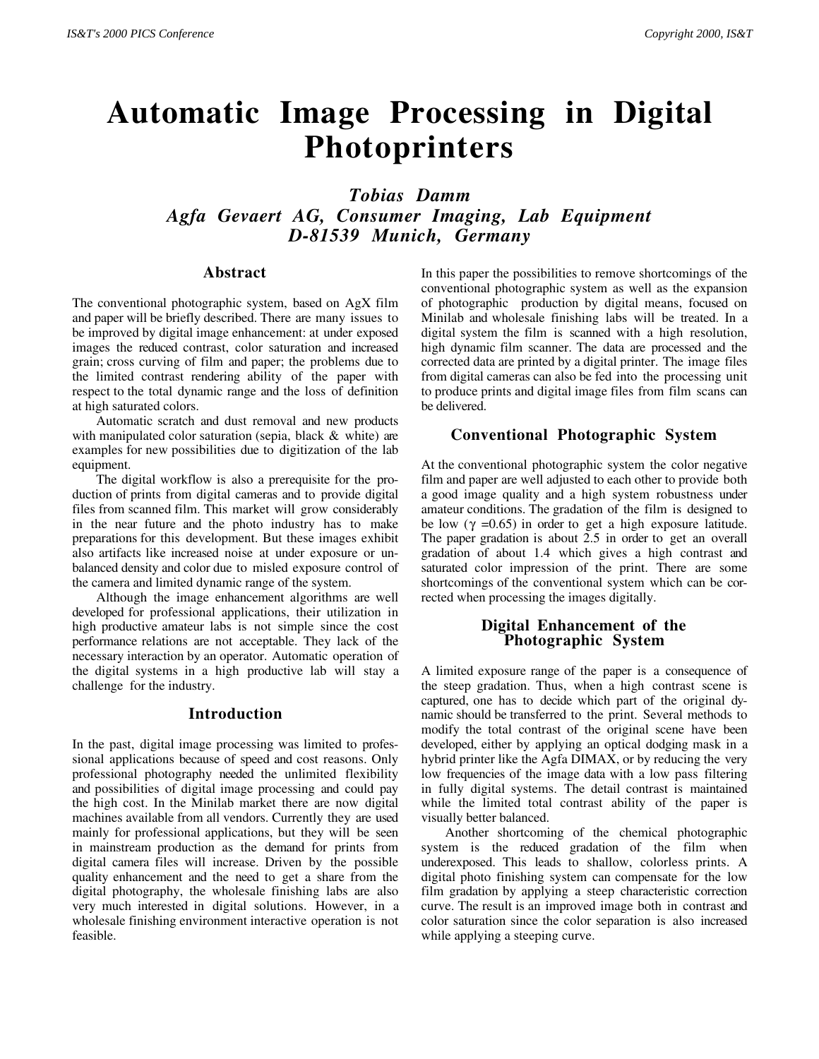# Automatic Image Processing in Digital Photoprinters

***Tobias Damm***
***Agfa Gevaert AG, Consumer Imaging, Lab Equipment***
***D-81539 Munich, Germany***

## Abstract

The conventional photographic system, based on AgX film and paper will be briefly described. There are many issues to be improved by digital image enhancement: at under exposed images the reduced contrast, color saturation and increased grain; cross curving of film and paper; the problems due to the limited contrast rendering ability of the paper with respect to the total dynamic range and the loss of definition at high saturated colors.

Automatic scratch and dust removal and new products with manipulated color saturation (sepia, black & white) are examples for new possibilities due to digitization of the lab equipment.

The digital workflow is also a prerequisite for the production of prints from digital cameras and to provide digital files from scanned film. This market will grow considerably in the near future and the photo industry has to make preparations for this development. But these images exhibit also artifacts like increased noise at under exposure or unbalanced density and color due to misled exposure control of the camera and limited dynamic range of the system.

Although the image enhancement algorithms are well developed for professional applications, their utilization in high productive amateur labs is not simple since the cost performance relations are not acceptable. They lack of the necessary interaction by an operator. Automatic operation of the digital systems in a high productive lab will stay a challenge for the industry.

## Introduction

In the past, digital image processing was limited to professional applications because of speed and cost reasons. Only professional photography needed the unlimited flexibility and possibilities of digital image processing and could pay the high cost. In the Minilab market there are now digital machines available from all vendors. Currently they are used mainly for professional applications, but they will be seen in mainstream production as the demand for prints from digital camera files will increase. Driven by the possible quality enhancement and the need to get a share from the digital photography, the wholesale finishing labs are also very much interested in digital solutions. However, in a wholesale finishing environment interactive operation is not feasible.

In this paper the possibilities to remove shortcomings of the conventional photographic system as well as the expansion of photographic production by digital means, focused on Minilab and wholesale finishing labs will be treated. In a digital system the film is scanned with a high resolution, high dynamic film scanner. The data are processed and the corrected data are printed by a digital printer. The image files from digital cameras can also be fed into the processing unit to produce prints and digital image files from film scans can be delivered.

## Conventional Photographic System

At the conventional photographic system the color negative film and paper are well adjusted to each other to provide both a good image quality and a high system robustness under amateur conditions. The gradation of the film is designed to be low ($\gamma = 0.65$) in order to get a high exposure latitude. The paper gradation is about 2.5 in order to get an overall gradation of about 1.4 which gives a high contrast and saturated color impression of the print. There are some shortcomings of the conventional system which can be corrected when processing the images digitally.

## Digital Enhancement of the Photographic System

A limited exposure range of the paper is a consequence of the steep gradation. Thus, when a high contrast scene is captured, one has to decide which part of the original dynamic should be transferred to the print. Several methods to modify the total contrast of the original scene have been developed, either by applying an optical dodging mask in a hybrid printer like the Agfa DIMAX, or by reducing the very low frequencies of the image data with a low pass filtering in fully digital systems. The detail contrast is maintained while the limited total contrast ability of the paper is visually better balanced.

Another shortcoming of the chemical photographic system is the reduced gradation of the film when underexposed. This leads to shallow, colorless prints. A digital photo finishing system can compensate for the low film gradation by applying a steep characteristic correction curve. The result is an improved image both in contrast and color saturation since the color separation is also increased while applying a steeping curve.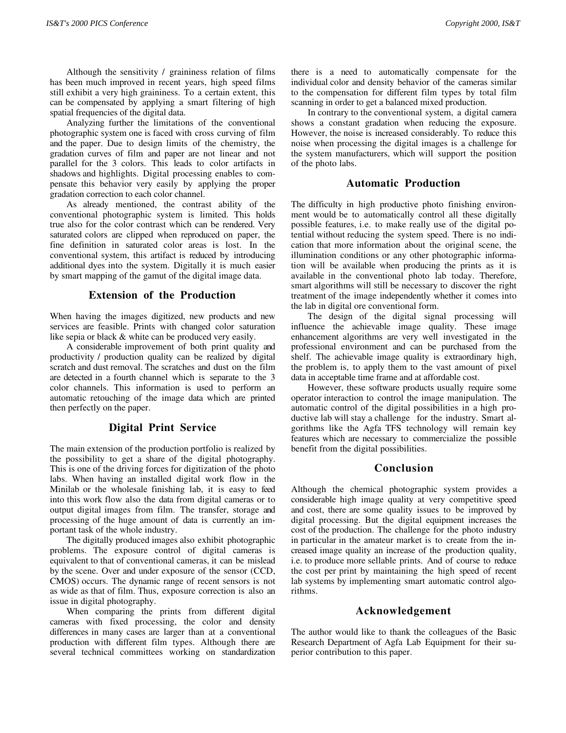Although the sensitivity / graininess relation of films has been much improved in recent years, high speed films still exhibit a very high graininess. To a certain extent, this can be compensated by applying a smart filtering of high spatial frequencies of the digital data.

Analyzing further the limitations of the conventional photographic system one is faced with cross curving of film and the paper. Due to design limits of the chemistry, the gradation curves of film and paper are not linear and not parallel for the 3 colors. This leads to color artifacts in shadows and highlights. Digital processing enables to compensate this behavior very easily by applying the proper gradation correction to each color channel.

As already mentioned, the contrast ability of the conventional photographic system is limited. This holds true also for the color contrast which can be rendered. Very saturated colors are clipped when reproduced on paper, the fine definition in saturated color areas is lost. In the conventional system, this artifact is reduced by introducing additional dyes into the system. Digitally it is much easier by smart mapping of the gamut of the digital image data.

## Extension of the Production

When having the images digitized, new products and new services are feasible. Prints with changed color saturation like sepia or black & white can be produced very easily.

A considerable improvement of both print quality and productivity / production quality can be realized by digital scratch and dust removal. The scratches and dust on the film are detected in a fourth channel which is separate to the 3 color channels. This information is used to perform an automatic retouching of the image data which are printed then perfectly on the paper.

## Digital Print Service

The main extension of the production portfolio is realized by the possibility to get a share of the digital photography. This is one of the driving forces for digitization of the photo labs. When having an installed digital work flow in the Minilab or the wholesale finishing lab, it is easy to feed into this work flow also the data from digital cameras or to output digital images from film. The transfer, storage and processing of the huge amount of data is currently an important task of the whole industry.

The digitally produced images also exhibit photographic problems. The exposure control of digital cameras is equivalent to that of conventional cameras, it can be mislead by the scene. Over and under exposure of the sensor (CCD, CMOS) occurs. The dynamic range of recent sensors is not as wide as that of film. Thus, exposure correction is also an issue in digital photography.

When comparing the prints from different digital cameras with fixed processing, the color and density differences in many cases are larger than at a conventional production with different film types. Although there are several technical committees working on standardization there is a need to automatically compensate for the individual color and density behavior of the cameras similar to the compensation for different film types by total film scanning in order to get a balanced mixed production.

In contrary to the conventional system, a digital camera shows a constant gradation when reducing the exposure. However, the noise is increased considerably. To reduce this noise when processing the digital images is a challenge for the system manufacturers, which will support the position of the photo labs.

## Automatic Production

The difficulty in high productive photo finishing environment would be to automatically control all these digitally possible features, i.e. to make really use of the digital potential without reducing the system speed. There is no indication that more information about the original scene, the illumination conditions or any other photographic information will be available when producing the prints as it is available in the conventional photo lab today. Therefore, smart algorithms will still be necessary to discover the right treatment of the image independently whether it comes into the lab in digital ore conventional form.

The design of the digital signal processing will influence the achievable image quality. These image enhancement algorithms are very well investigated in the professional environment and can be purchased from the shelf. The achievable image quality is extraordinary high, the problem is, to apply them to the vast amount of pixel data in acceptable time frame and at affordable cost.

However, these software products usually require some operator interaction to control the image manipulation. The automatic control of the digital possibilities in a high productive lab will stay a challenge for the industry. Smart algorithms like the Agfa TFS technology will remain key features which are necessary to commercialize the possible benefit from the digital possibilities.

## Conclusion

Although the chemical photographic system provides a considerable high image quality at very competitive speed and cost, there are some quality issues to be improved by digital processing. But the digital equipment increases the cost of the production. The challenge for the photo industry in particular in the amateur market is to create from the increased image quality an increase of the production quality, i.e. to produce more sellable prints. And of course to reduce the cost per print by maintaining the high speed of recent lab systems by implementing smart automatic control algorithms.

## Acknowledgement

The author would like to thank the colleagues of the Basic Research Department of Agfa Lab Equipment for their superior contribution to this paper.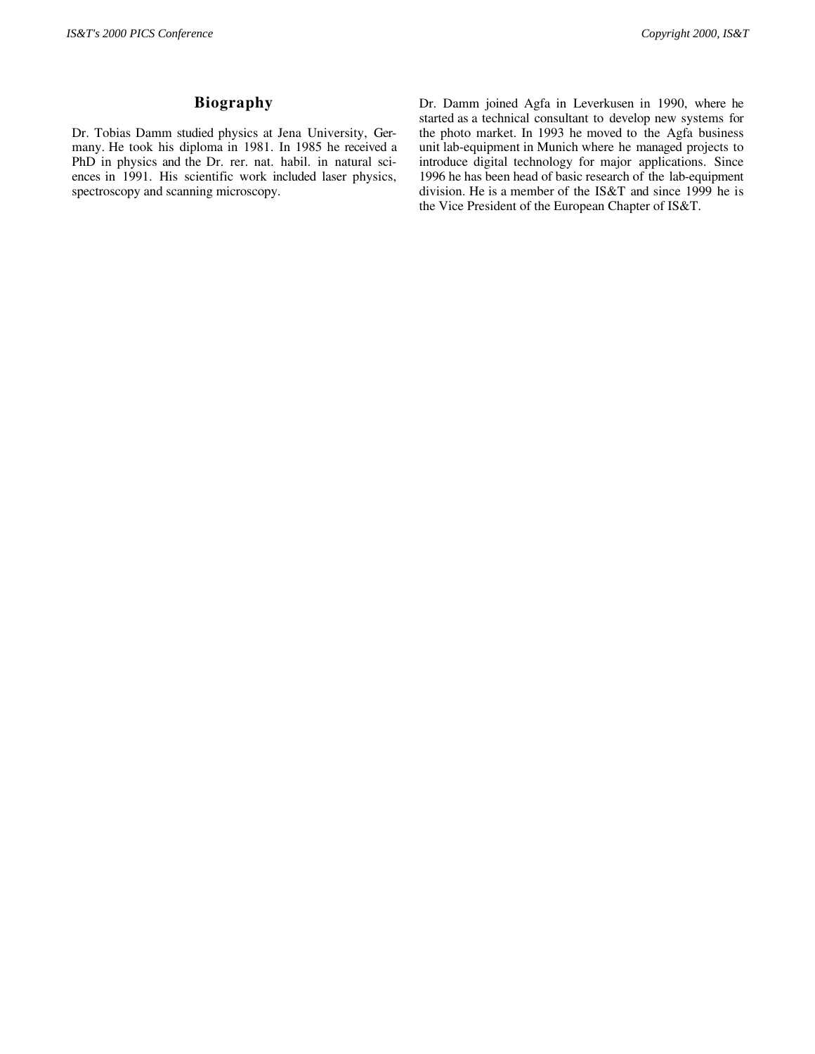## Biography

Dr. Tobias Damm studied physics at Jena University, Germany. He took his diploma in 1981. In 1985 he received a PhD in physics and the Dr. rer. nat. habil. in natural sciences in 1991. His scientific work included laser physics, spectroscopy and scanning microscopy.

Dr. Damm joined Agfa in Leverkusen in 1990, where he started as a technical consultant to develop new systems for the photo market. In 1993 he moved to the Agfa business unit lab-equipment in Munich where he managed projects to introduce digital technology for major applications. Since 1996 he has been head of basic research of the lab-equipment division. He is a member of the IS&T and since 1999 he is the Vice President of the European Chapter of IS&T.